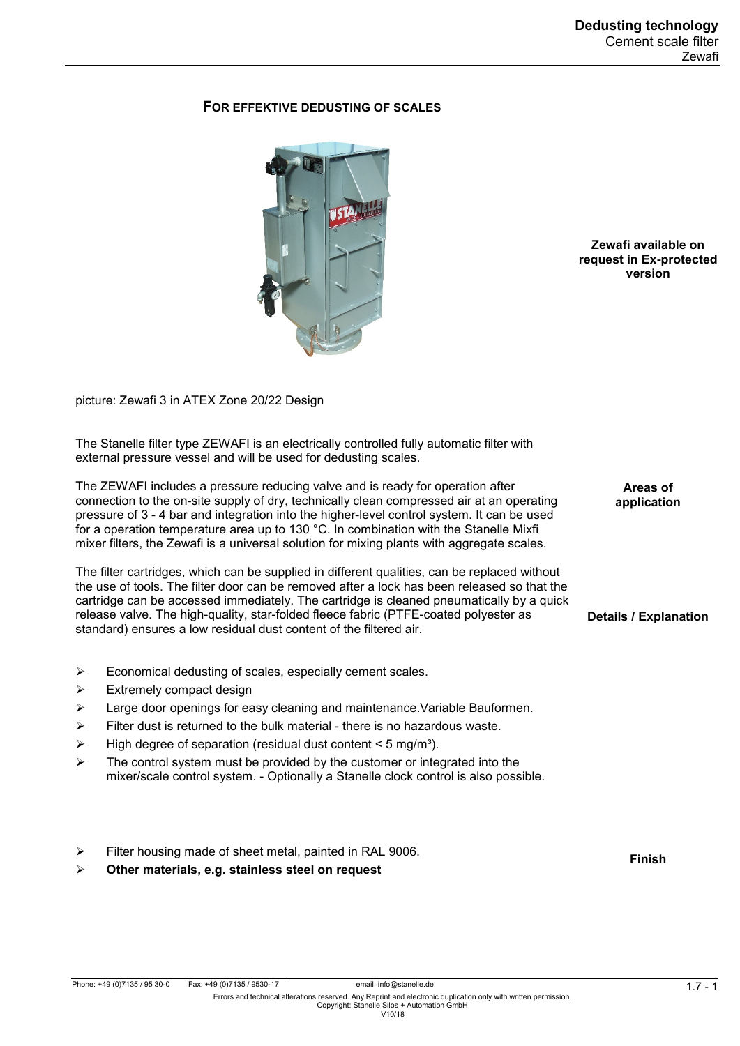# FOR EFFEKTIVE DEDUSTING OF SCALES

**Zewafi available on request in Ex-protected version**

picture: Zewafi 3 in ATEX Zone 20/22 Design

The Stanelle filter type ZEWAFI is an electrically controlled fully automatic filter with external pressure vessel and will be used for dedusting scales.

**Areas of application**

The ZEWAFI includes a pressure reducing valve and is ready for operation after connection to the on-site supply of dry, technically clean compressed air at an operating pressure of 3 - 4 bar and integration into the higher-level control system. It can be used for a operation temperature area up to 130 °C. In combination with the Stanelle Mixfi mixer filters, the Zewafi is a universal solution for mixing plants with aggregate scales.

**Details / Explanation**

The filter cartridges, which can be supplied in different qualities, can be replaced without the use of tools. The filter door can be removed after a lock has been released so that the cartridge can be accessed immediately. The cartridge is cleaned pneumatically by a quick release valve. The high-quality, star-folded fleece fabric (PTFE-coated polyester as standard) ensures a low residual dust content of the filtered air.

- Economical dedusting of scales, especially cement scales.
- Extremely compact design
- Large door openings for easy cleaning and maintenance.Variable Bauformen.
- Filter dust is returned to the bulk material - there is no hazardous waste.
- High degree of separation (residual dust content < 5 mg/m³).
- The control system must be provided by the customer or integrated into the mixer/scale control system. - Optionally a Stanelle clock control is also possible.

**Finish**

- Filter housing made of sheet metal, painted in RAL 9006.
- **Other materials, e.g. stainless steel on request**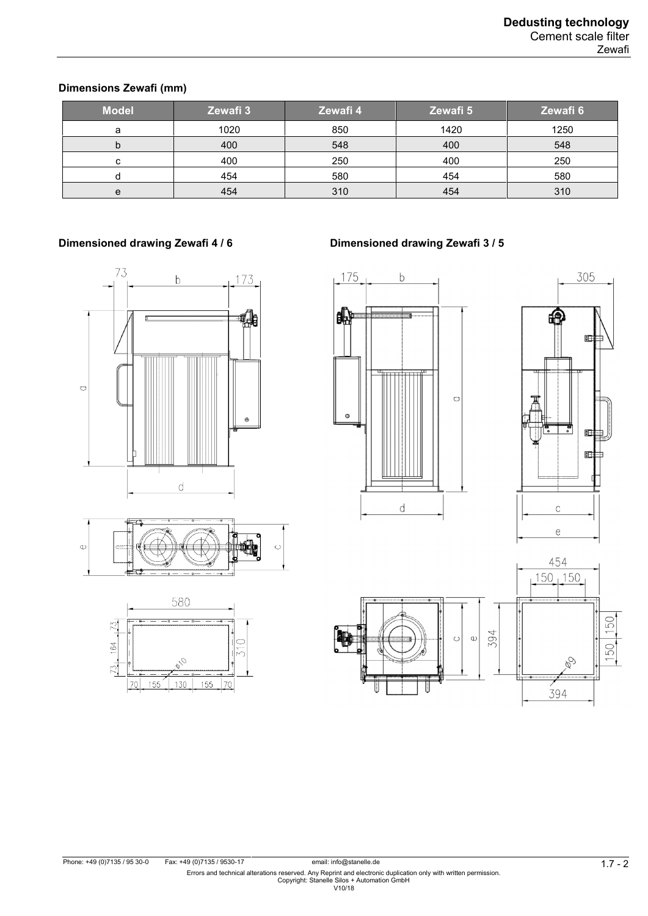### Dimensions Zewafi (mm)

| Model | Zewafi 3 | Zewafi 4 | Zewafi 5 | Zewafi 6 |
|---|---|---|---|---|
| a | 1020 | 850 | 1420 | 1250 |
| b | 400 | 548 | 400 | 548 |
| c | 400 | 250 | 400 | 250 |
| d | 454 | 580 | 454 | 580 |
| e | 454 | 310 | 454 | 310 |

### Dimensioned drawing Zewafi 4 / 6

### Dimensioned drawing Zewafi 3 / 5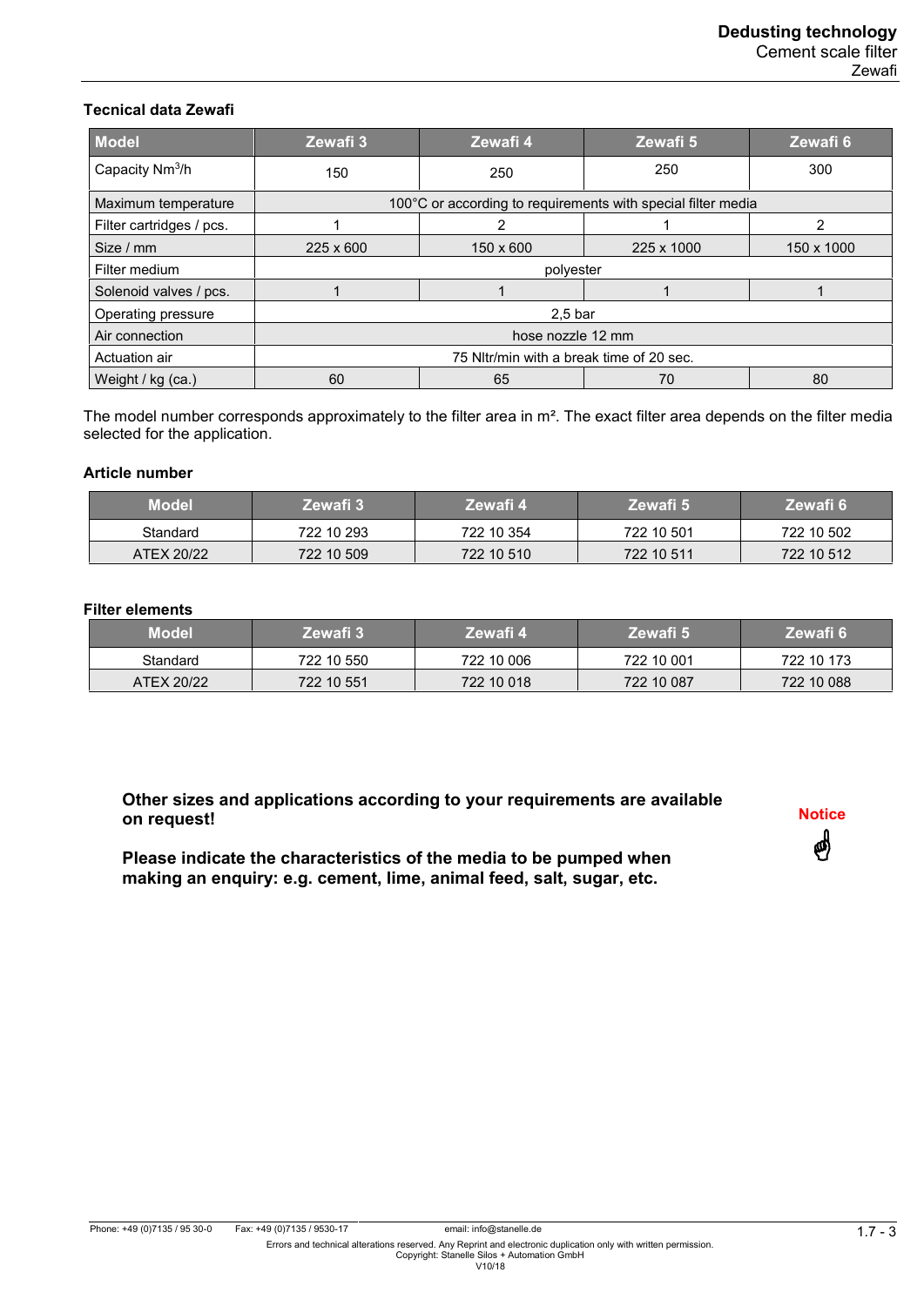### Tecnical data Zewafi

| Model | Zewafi 3 | Zewafi 4 | Zewafi 5 | Zewafi 6 |
|---|---|---|---|---|
| Capacity $Nm^3/h$ | 150 | 250 | 250 | 300 |
| Maximum temperature | 100°C or according to requirements with special filter media | | | |
| Filter cartridges / pcs. | 1 | 2 | 1 | 2 |
| Size / mm | 225 x 600 | 150 x 600 | 225 x 1000 | 150 x 1000 |
| Filter medium | polyester | | | |
| Solenoid valves / pcs. | 1 | 1 | 1 | 1 |
| Operating pressure | 2,5 bar | | | |
| Air connection | hose nozzle 12 mm | | | |
| Actuation air | 75 Nltr/min with a break time of 20 sec. | | | |
| Weight / kg (ca.) | 60 | 65 | 70 | 80 |

The model number corresponds approximately to the filter area in m². The exact filter area depends on the filter media selected for the application.

### Article number

| Model | Zewafi 3 | Zewafi 4 | Zewafi 5 | Zewafi 6 |
|---|---|---|---|---|
| Standard | 722 10 293 | 722 10 354 | 722 10 501 | 722 10 502 |
| ATEX 20/22 | 722 10 509 | 722 10 510 | 722 10 511 | 722 10 512 |

### Filter elements

| Model | Zewafi 3 | Zewafi 4 | Zewafi 5 | Zewafi 6 |
|---|---|---|---|---|
| Standard | 722 10 550 | 722 10 006 | 722 10 001 | 722 10 173 |
| ATEX 20/22 | 722 10 551 | 722 10 018 | 722 10 087 | 722 10 088 |

**Other sizes and applications according to your requirements are available on request!**

**Please indicate the characteristics of the media to be pumped when making an enquiry: e.g. cement, lime, animal feed, salt, sugar, etc.**

Notice

Phone: +49 (0)7135 / 95 30-0 Fax: +49 (0)7135 / 9530-17 email: info@stanelle.de

Errors and technical alterations reserved. Any Reprint and electronic duplication only with written permission.
Copyright: Stanelle Silos + Automation GmbH
V10/18